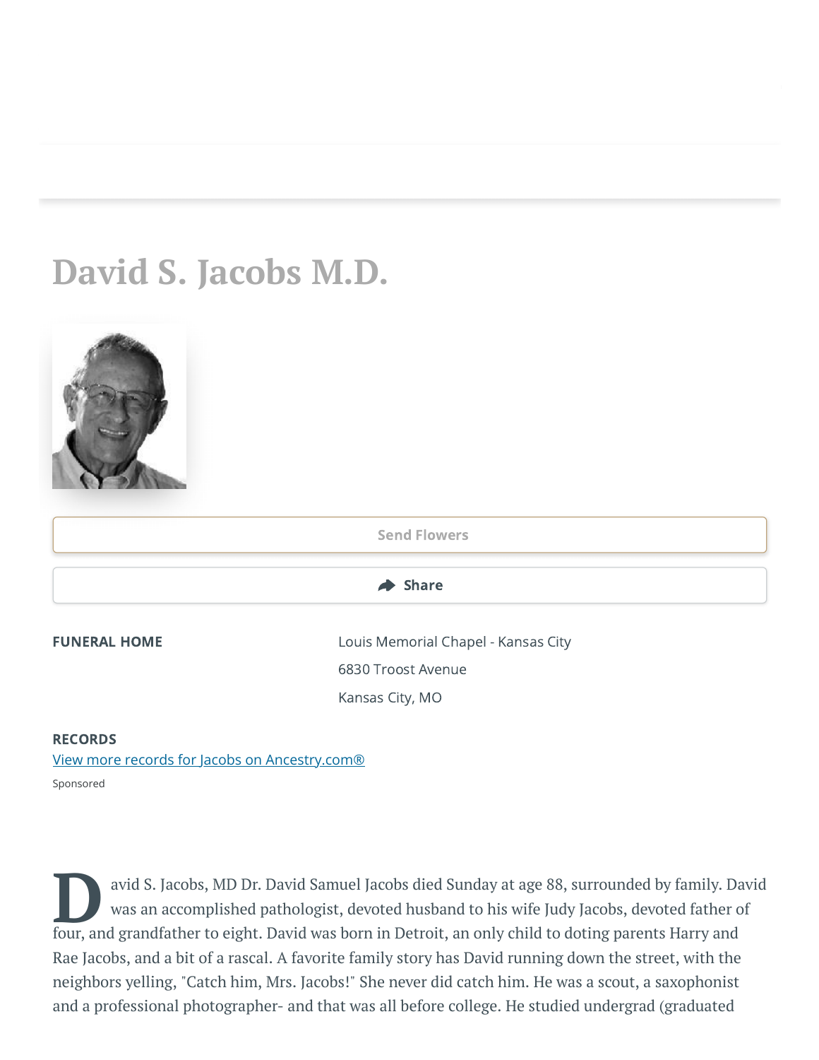# David S. Jacobs M.D.

Send Flowers

Share

**FUNERAL HOME**

Louis Memorial Chapel - Kansas City

6830 Troost Avenue

Kansas City, MO

**RECORDS**

View more records for Jacobs on Ancestry.com®

Sponsored

David S. Jacobs, MD Dr. David Samuel Jacobs died Sunday at age 88, surrounded by family. David was an accomplished pathologist, devoted husband to his wife Judy Jacobs, devoted father of four, and grandfather to eight. David was born in Detroit, an only child to doting parents Harry and Rae Jacobs, and a bit of a rascal. A favorite family story has David running down the street, with the neighbors yelling, "Catch him, Mrs. Jacobs!" She never did catch him. He was a scout, a saxophonist and a professional photographer- and that was all before college. He studied undergrad (graduated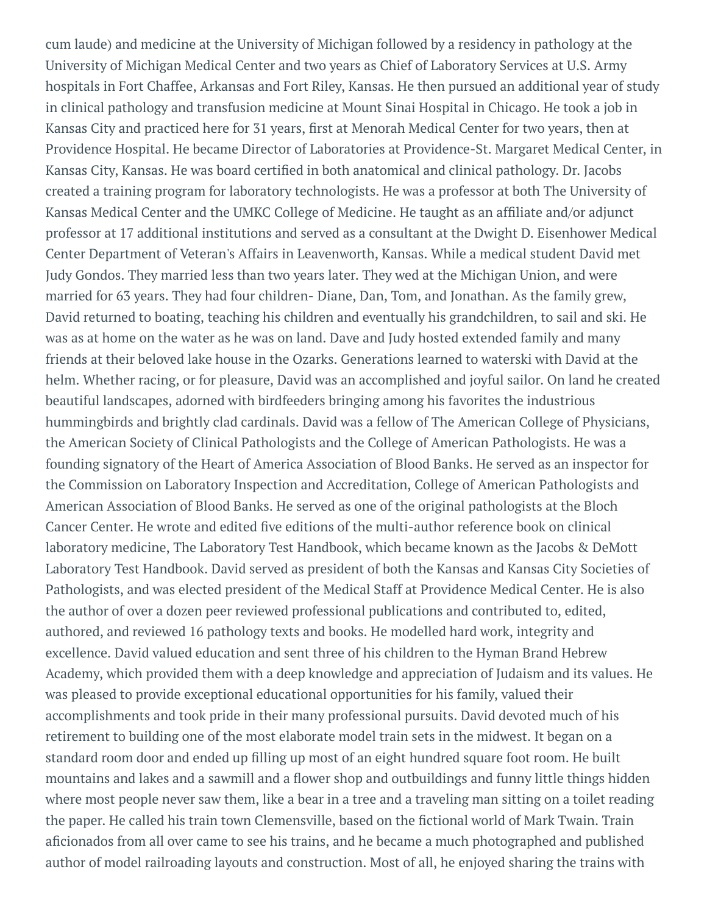cum laude) and medicine at the University of Michigan followed by a residency in pathology at the University of Michigan Medical Center and two years as Chief of Laboratory Services at U.S. Army hospitals in Fort Chaffee, Arkansas and Fort Riley, Kansas. He then pursued an additional year of study in clinical pathology and transfusion medicine at Mount Sinai Hospital in Chicago. He took a job in Kansas City and practiced here for 31 years, first at Menorah Medical Center for two years, then at Providence Hospital. He became Director of Laboratories at Providence-St. Margaret Medical Center, in Kansas City, Kansas. He was board certified in both anatomical and clinical pathology. Dr. Jacobs created a training program for laboratory technologists. He was a professor at both The University of Kansas Medical Center and the UMKC College of Medicine. He taught as an affiliate and/or adjunct professor at 17 additional institutions and served as a consultant at the Dwight D. Eisenhower Medical Center Department of Veteran's Affairs in Leavenworth, Kansas. While a medical student David met Judy Gondos. They married less than two years later. They wed at the Michigan Union, and were married for 63 years. They had four children- Diane, Dan, Tom, and Jonathan. As the family grew, David returned to boating, teaching his children and eventually his grandchildren, to sail and ski. He was as at home on the water as he was on land. Dave and Judy hosted extended family and many friends at their beloved lake house in the Ozarks. Generations learned to waterski with David at the helm. Whether racing, or for pleasure, David was an accomplished and joyful sailor. On land he created beautiful landscapes, adorned with birdfeeders bringing among his favorites the industrious hummingbirds and brightly clad cardinals. David was a fellow of The American College of Physicians, the American Society of Clinical Pathologists and the College of American Pathologists. He was a founding signatory of the Heart of America Association of Blood Banks. He served as an inspector for the Commission on Laboratory Inspection and Accreditation, College of American Pathologists and American Association of Blood Banks. He served as one of the original pathologists at the Bloch Cancer Center. He wrote and edited five editions of the multi-author reference book on clinical laboratory medicine, The Laboratory Test Handbook, which became known as the Jacobs & DeMott Laboratory Test Handbook. David served as president of both the Kansas and Kansas City Societies of Pathologists, and was elected president of the Medical Staff at Providence Medical Center. He is also the author of over a dozen peer reviewed professional publications and contributed to, edited, authored, and reviewed 16 pathology texts and books. He modelled hard work, integrity and excellence. David valued education and sent three of his children to the Hyman Brand Hebrew Academy, which provided them with a deep knowledge and appreciation of Judaism and its values. He was pleased to provide exceptional educational opportunities for his family, valued their accomplishments and took pride in their many professional pursuits. David devoted much of his retirement to building one of the most elaborate model train sets in the midwest. It began on a standard room door and ended up filling up most of an eight hundred square foot room. He built mountains and lakes and a sawmill and a flower shop and outbuildings and funny little things hidden where most people never saw them, like a bear in a tree and a traveling man sitting on a toilet reading the paper. He called his train town Clemensville, based on the fictional world of Mark Twain. Train aficionados from all over came to see his trains, and he became a much photographed and published author of model railroading layouts and construction. Most of all, he enjoyed sharing the trains with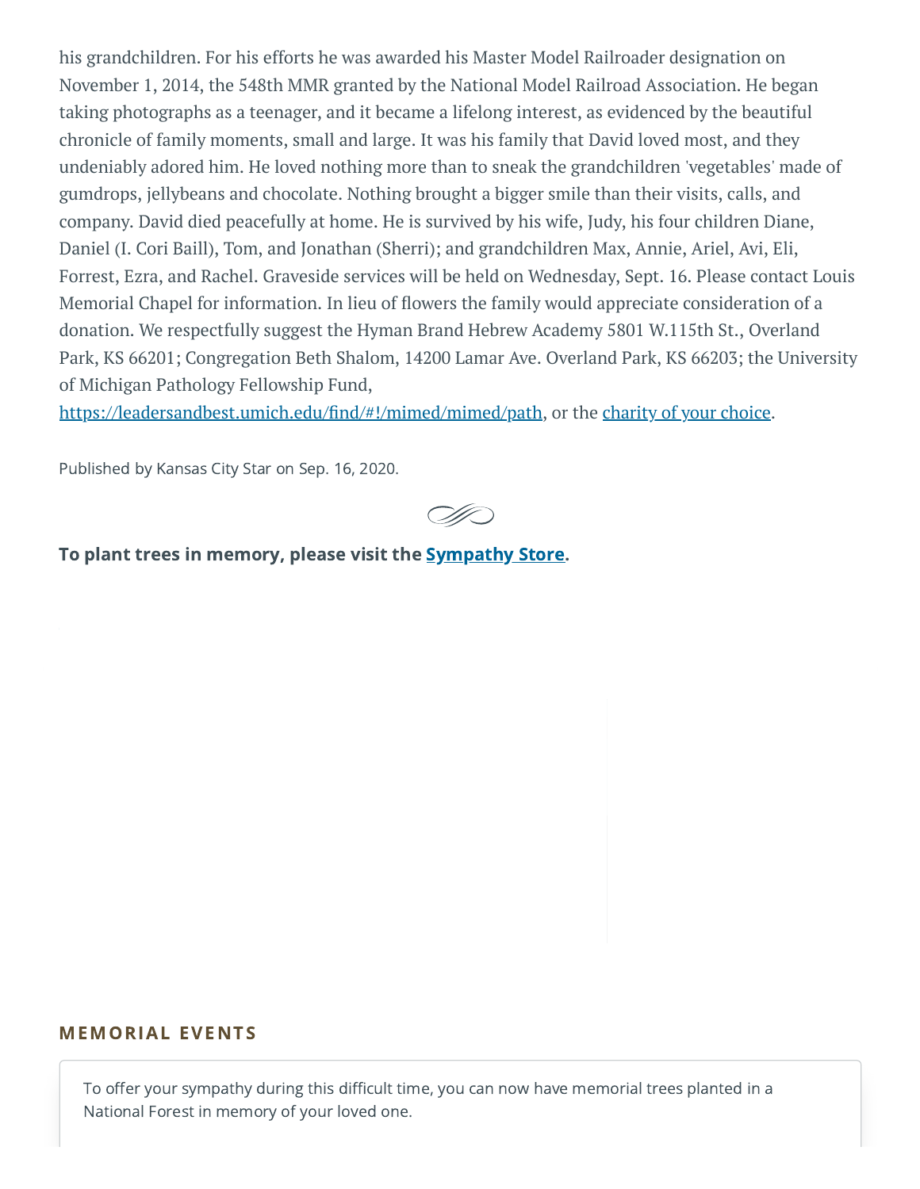his grandchildren. For his efforts he was awarded his Master Model Railroader designation on November 1, 2014, the 548th MMR granted by the National Model Railroad Association. He began taking photographs as a teenager, and it became a lifelong interest, as evidenced by the beautiful chronicle of family moments, small and large. It was his family that David loved most, and they undeniably adored him. He loved nothing more than to sneak the grandchildren 'vegetables' made of gumdrops, jellybeans and chocolate. Nothing brought a bigger smile than their visits, calls, and company. David died peacefully at home. He is survived by his wife, Judy, his four children Diane, Daniel (I. Cori Baill), Tom, and Jonathan (Sherri); and grandchildren Max, Annie, Ariel, Avi, Eli, Forrest, Ezra, and Rachel. Graveside services will be held on Wednesday, Sept. 16. Please contact Louis Memorial Chapel for information. In lieu of flowers the family would appreciate consideration of a donation. We respectfully suggest the Hyman Brand Hebrew Academy 5801 W.115th St., Overland Park, KS 66201; Congregation Beth Shalom, 14200 Lamar Ave. Overland Park, KS 66203; the University of Michigan Pathology Fellowship Fund, https://leadersandbest.umich.edu/find/#!/mimed/mimed/path, or the charity of your choice.

Published by Kansas City Star on Sep. 16, 2020.

**To plant trees in memory, please visit the Sympathy Store.**

## MEMORIAL EVENTS

To offer your sympathy during this difficult time, you can now have memorial trees planted in a National Forest in memory of your loved one.